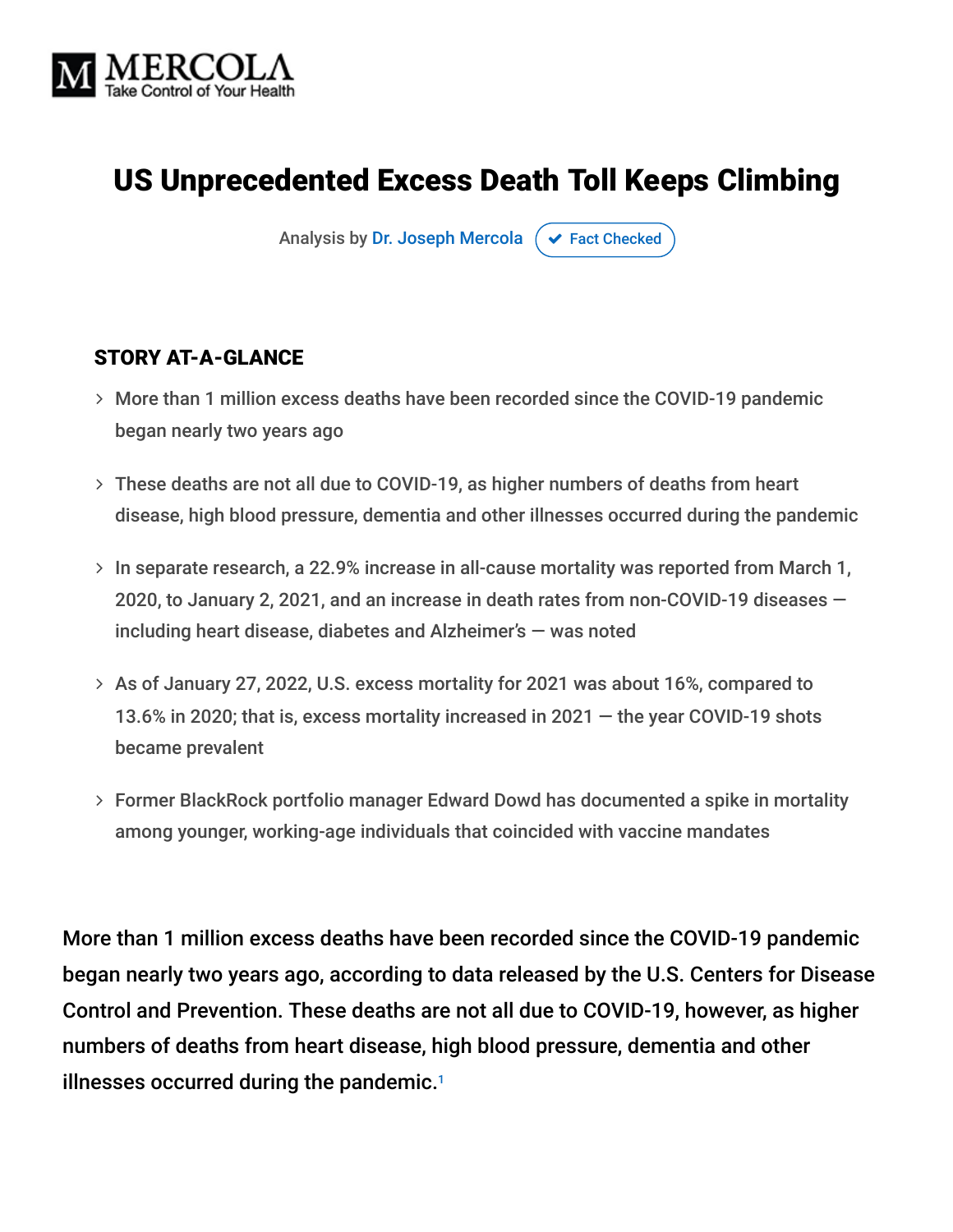MERCOLA
Take Control of Your Health

# US Unprecedented Excess Death Toll Keeps Climbing

Analysis by Dr. Joseph Mercola ✔ Fact Checked

## STORY AT-A-GLANCE

- More than 1 million excess deaths have been recorded since the COVID-19 pandemic began nearly two years ago
- These deaths are not all due to COVID-19, as higher numbers of deaths from heart disease, high blood pressure, dementia and other illnesses occurred during the pandemic
- In separate research, a 22.9% increase in all-cause mortality was reported from March 1, 2020, to January 2, 2021, and an increase in death rates from non-COVID-19 diseases — including heart disease, diabetes and Alzheimer's — was noted
- As of January 27, 2022, U.S. excess mortality for 2021 was about 16%, compared to 13.6% in 2020; that is, excess mortality increased in 2021 — the year COVID-19 shots became prevalent
- Former BlackRock portfolio manager Edward Dowd has documented a spike in mortality among younger, working-age individuals that coincided with vaccine mandates

More than 1 million excess deaths have been recorded since the COVID-19 pandemic began nearly two years ago, according to data released by the U.S. Centers for Disease Control and Prevention. These deaths are not all due to COVID-19, however, as higher numbers of deaths from heart disease, high blood pressure, dementia and other illnesses occurred during the pandemic.[1]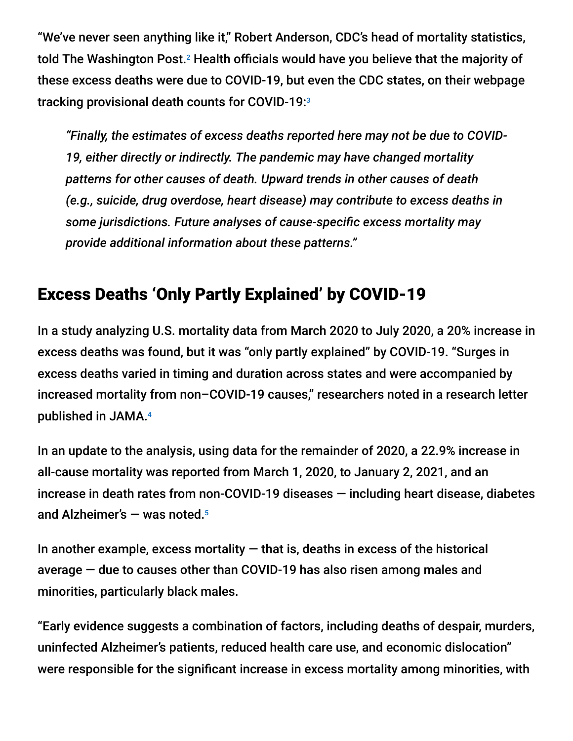"We've never seen anything like it," Robert Anderson, CDC's head of mortality statistics, told The Washington Post.[2] Health officials would have you believe that the majority of these excess deaths were due to COVID-19, but even the CDC states, on their webpage tracking provisional death counts for COVID-19:[3]

> *"Finally, the estimates of excess deaths reported here may not be due to COVID-19, either directly or indirectly. The pandemic may have changed mortality patterns for other causes of death. Upward trends in other causes of death (e.g., suicide, drug overdose, heart disease) may contribute to excess deaths in some jurisdictions. Future analyses of cause-specific excess mortality may provide additional information about these patterns."*

## Excess Deaths 'Only Partly Explained' by COVID-19

In a study analyzing U.S. mortality data from March 2020 to July 2020, a 20% increase in excess deaths was found, but it was "only partly explained" by COVID-19. "Surges in excess deaths varied in timing and duration across states and were accompanied by increased mortality from non–COVID-19 causes," researchers noted in a research letter published in JAMA.[4]

In an update to the analysis, using data for the remainder of 2020, a 22.9% increase in all-cause mortality was reported from March 1, 2020, to January 2, 2021, and an increase in death rates from non-COVID-19 diseases — including heart disease, diabetes and Alzheimer's — was noted.[5]

In another example, excess mortality — that is, deaths in excess of the historical average — due to causes other than COVID-19 has also risen among males and minorities, particularly black males.

"Early evidence suggests a combination of factors, including deaths of despair, murders, uninfected Alzheimer's patients, reduced health care use, and economic dislocation" were responsible for the significant increase in excess mortality among minorities, with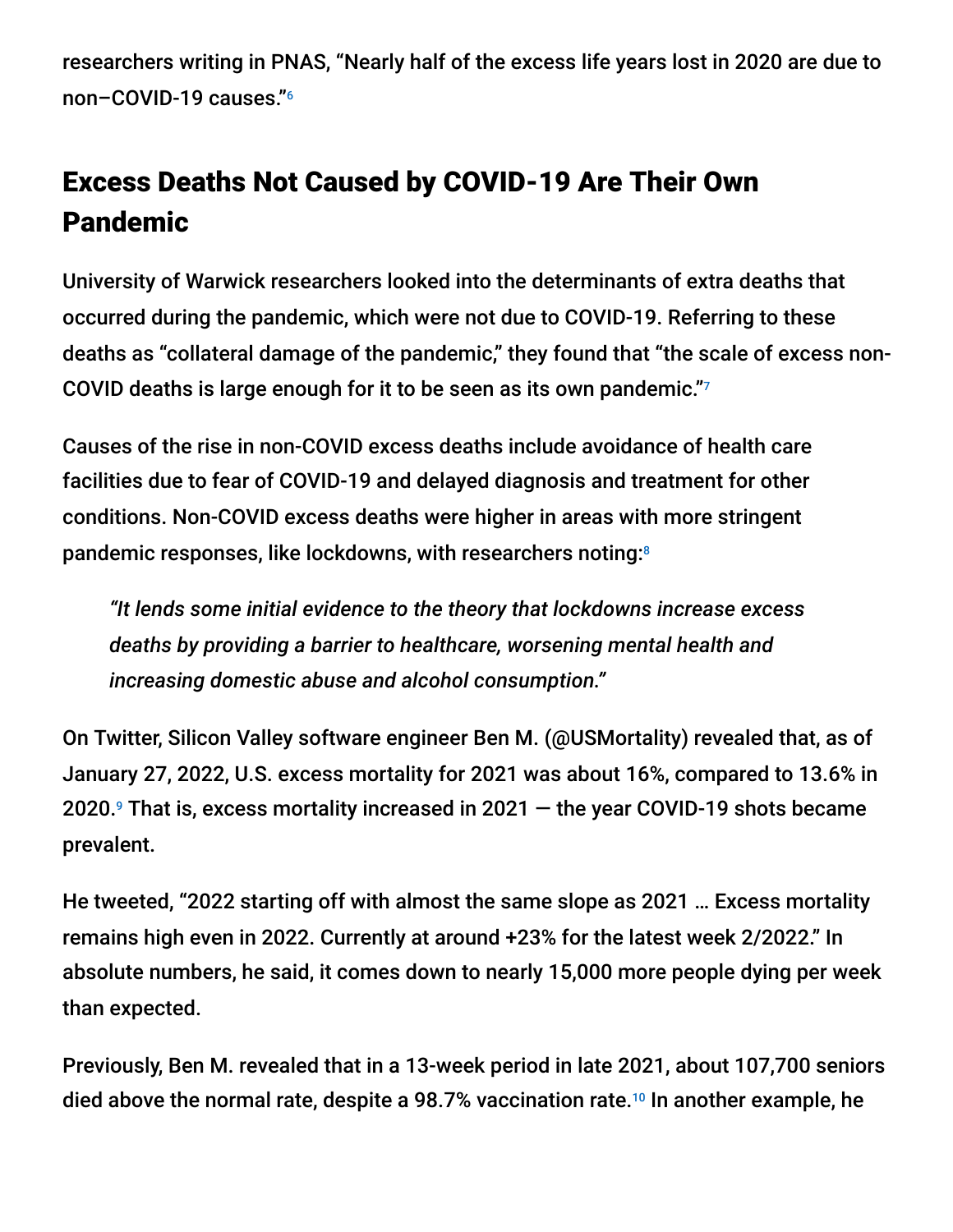researchers writing in PNAS, "Nearly half of the excess life years lost in 2020 are due to non–COVID-19 causes."[6]

## Excess Deaths Not Caused by COVID-19 Are Their Own Pandemic

University of Warwick researchers looked into the determinants of extra deaths that occurred during the pandemic, which were not due to COVID-19. Referring to these deaths as "collateral damage of the pandemic," they found that "the scale of excess non-COVID deaths is large enough for it to be seen as its own pandemic."[7]

Causes of the rise in non-COVID excess deaths include avoidance of health care facilities due to fear of COVID-19 and delayed diagnosis and treatment for other conditions. Non-COVID excess deaths were higher in areas with more stringent pandemic responses, like lockdowns, with researchers noting:[8]

> *"It lends some initial evidence to the theory that lockdowns increase excess deaths by providing a barrier to healthcare, worsening mental health and increasing domestic abuse and alcohol consumption."*

On Twitter, Silicon Valley software engineer Ben M. (@USMortality) revealed that, as of January 27, 2022, U.S. excess mortality for 2021 was about 16%, compared to 13.6% in 2020.[9] That is, excess mortality increased in 2021 — the year COVID-19 shots became prevalent.

He tweeted, "2022 starting off with almost the same slope as 2021 … Excess mortality remains high even in 2022. Currently at around +23% for the latest week 2/2022." In absolute numbers, he said, it comes down to nearly 15,000 more people dying per week than expected.

Previously, Ben M. revealed that in a 13-week period in late 2021, about 107,700 seniors died above the normal rate, despite a 98.7% vaccination rate.[10] In another example, he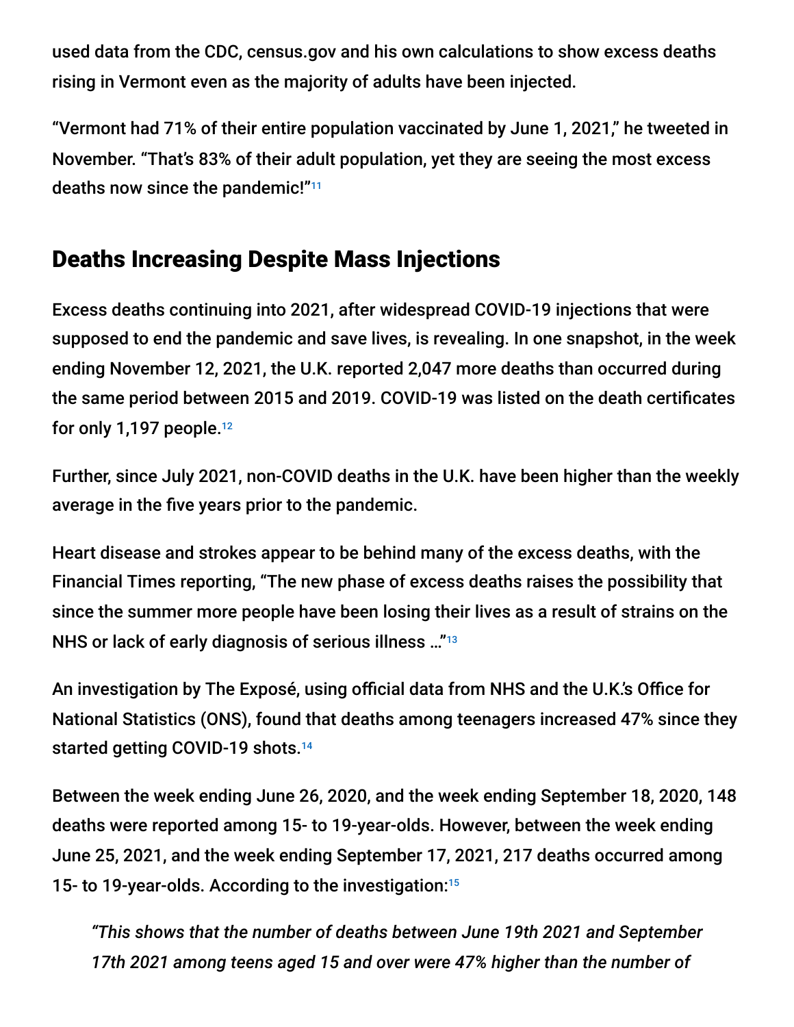used data from the CDC, census.gov and his own calculations to show excess deaths rising in Vermont even as the majority of adults have been injected.

"Vermont had 71% of their entire population vaccinated by June 1, 2021," he tweeted in November. "That's 83% of their adult population, yet they are seeing the most excess deaths now since the pandemic!"[11]

## Deaths Increasing Despite Mass Injections

Excess deaths continuing into 2021, after widespread COVID-19 injections that were supposed to end the pandemic and save lives, is revealing. In one snapshot, in the week ending November 12, 2021, the U.K. reported 2,047 more deaths than occurred during the same period between 2015 and 2019. COVID-19 was listed on the death certificates for only 1,197 people.[12]

Further, since July 2021, non-COVID deaths in the U.K. have been higher than the weekly average in the five years prior to the pandemic.

Heart disease and strokes appear to be behind many of the excess deaths, with the Financial Times reporting, "The new phase of excess deaths raises the possibility that since the summer more people have been losing their lives as a result of strains on the NHS or lack of early diagnosis of serious illness …"[13]

An investigation by The Exposé, using official data from NHS and the U.K.'s Office for National Statistics (ONS), found that deaths among teenagers increased 47% since they started getting COVID-19 shots.[14]

Between the week ending June 26, 2020, and the week ending September 18, 2020, 148 deaths were reported among 15- to 19-year-olds. However, between the week ending June 25, 2021, and the week ending September 17, 2021, 217 deaths occurred among 15- to 19-year-olds. According to the investigation:[15]

> *"This shows that the number of deaths between June 19th 2021 and September 17th 2021 among teens aged 15 and over were 47% higher than the number of*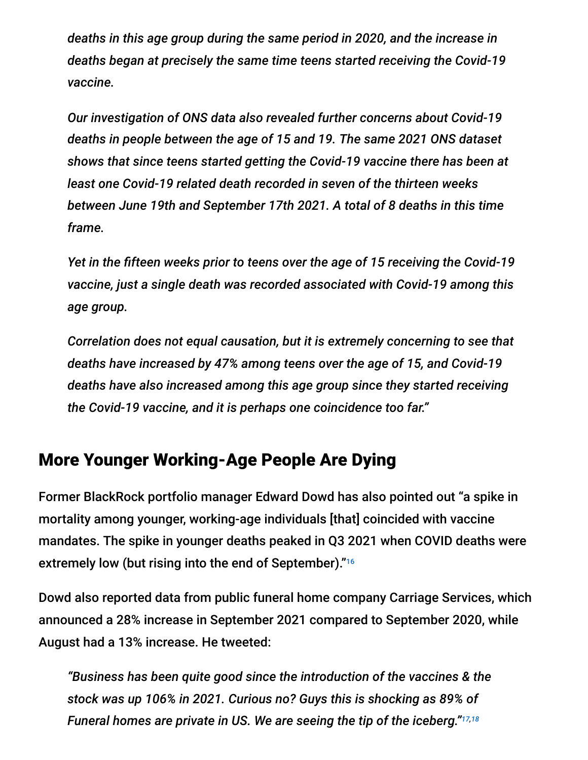*deaths in this age group during the same period in 2020, and the increase in deaths began at precisely the same time teens started receiving the Covid-19 vaccine.*

*Our investigation of ONS data also revealed further concerns about Covid-19 deaths in people between the age of 15 and 19. The same 2021 ONS dataset shows that since teens started getting the Covid-19 vaccine there has been at least one Covid-19 related death recorded in seven of the thirteen weeks between June 19th and September 17th 2021. A total of 8 deaths in this time frame.*

*Yet in the fifteen weeks prior to teens over the age of 15 receiving the Covid-19 vaccine, just a single death was recorded associated with Covid-19 among this age group.*

*Correlation does not equal causation, but it is extremely concerning to see that deaths have increased by 47% among teens over the age of 15, and Covid-19 deaths have also increased among this age group since they started receiving the Covid-19 vaccine, and it is perhaps one coincidence too far."*

## More Younger Working-Age People Are Dying

Former BlackRock portfolio manager Edward Dowd has also pointed out "a spike in mortality among younger, working-age individuals [that] coincided with vaccine mandates. The spike in younger deaths peaked in Q3 2021 when COVID deaths were extremely low (but rising into the end of September)."[16]

Dowd also reported data from public funeral home company Carriage Services, which announced a 28% increase in September 2021 compared to September 2020, while August had a 13% increase. He tweeted:

*"Business has been quite good since the introduction of the vaccines & the stock was up 106% in 2021. Curious no? Guys this is shocking as 89% of Funeral homes are private in US. We are seeing the tip of the iceberg."*[17,18]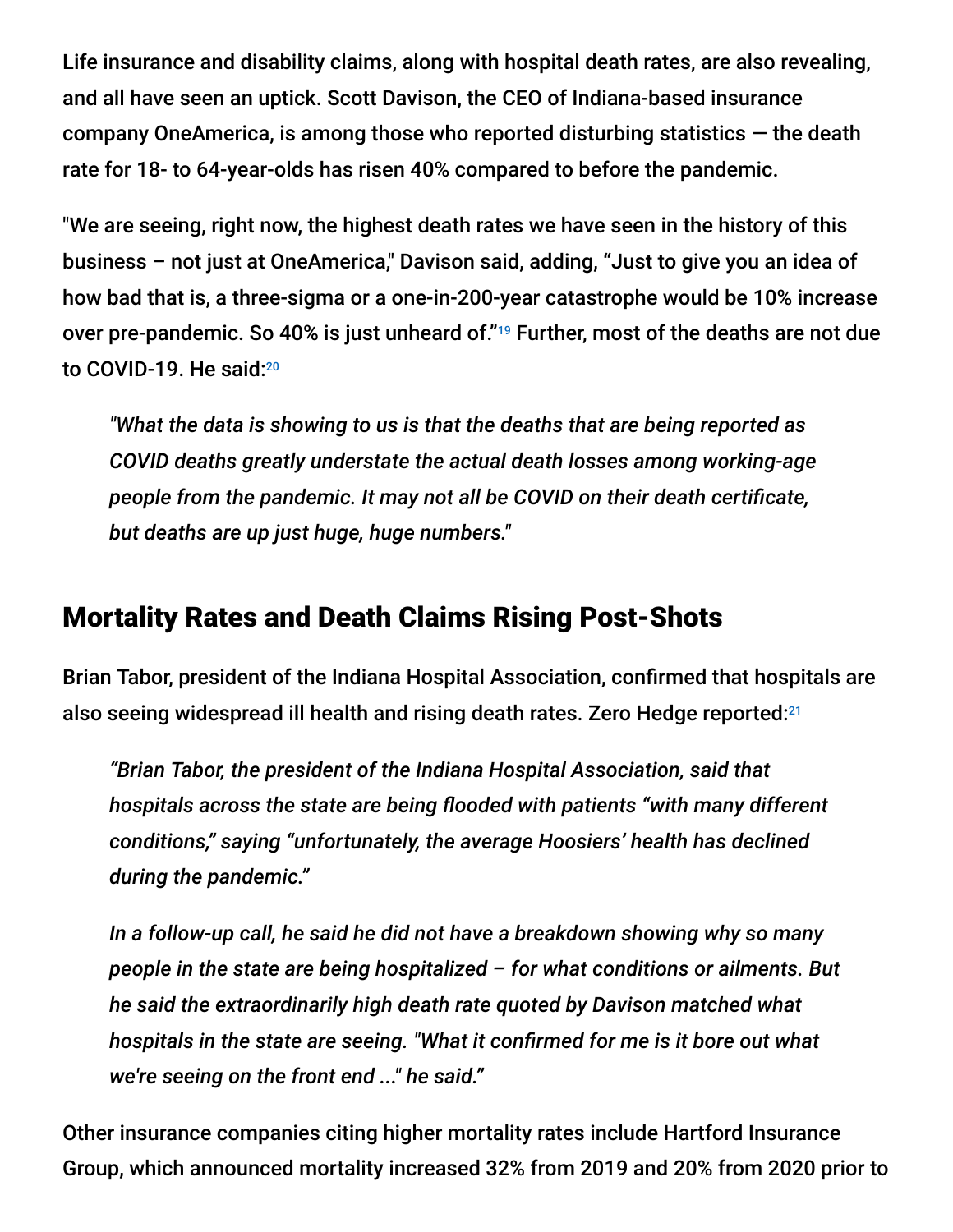Life insurance and disability claims, along with hospital death rates, are also revealing, and all have seen an uptick. Scott Davison, the CEO of Indiana-based insurance company OneAmerica, is among those who reported disturbing statistics — the death rate for 18- to 64-year-olds has risen 40% compared to before the pandemic.

"We are seeing, right now, the highest death rates we have seen in the history of this business – not just at OneAmerica," Davison said, adding, "Just to give you an idea of how bad that is, a three-sigma or a one-in-200-year catastrophe would be 10% increase over pre-pandemic. So 40% is just unheard of."[19] Further, most of the deaths are not due to COVID-19. He said:[20]

> *"What the data is showing to us is that the deaths that are being reported as COVID deaths greatly understate the actual death losses among working-age people from the pandemic. It may not all be COVID on their death certificate, but deaths are up just huge, huge numbers."*

## Mortality Rates and Death Claims Rising Post-Shots

Brian Tabor, president of the Indiana Hospital Association, confirmed that hospitals are also seeing widespread ill health and rising death rates. Zero Hedge reported:[21]

> *"Brian Tabor, the president of the Indiana Hospital Association, said that hospitals across the state are being flooded with patients "with many different conditions," saying "unfortunately, the average Hoosiers' health has declined during the pandemic."*
>
> *In a follow-up call, he said he did not have a breakdown showing why so many people in the state are being hospitalized – for what conditions or ailments. But he said the extraordinarily high death rate quoted by Davison matched what hospitals in the state are seeing. "What it confirmed for me is it bore out what we're seeing on the front end ..." he said."*

Other insurance companies citing higher mortality rates include Hartford Insurance Group, which announced mortality increased 32% from 2019 and 20% from 2020 prior to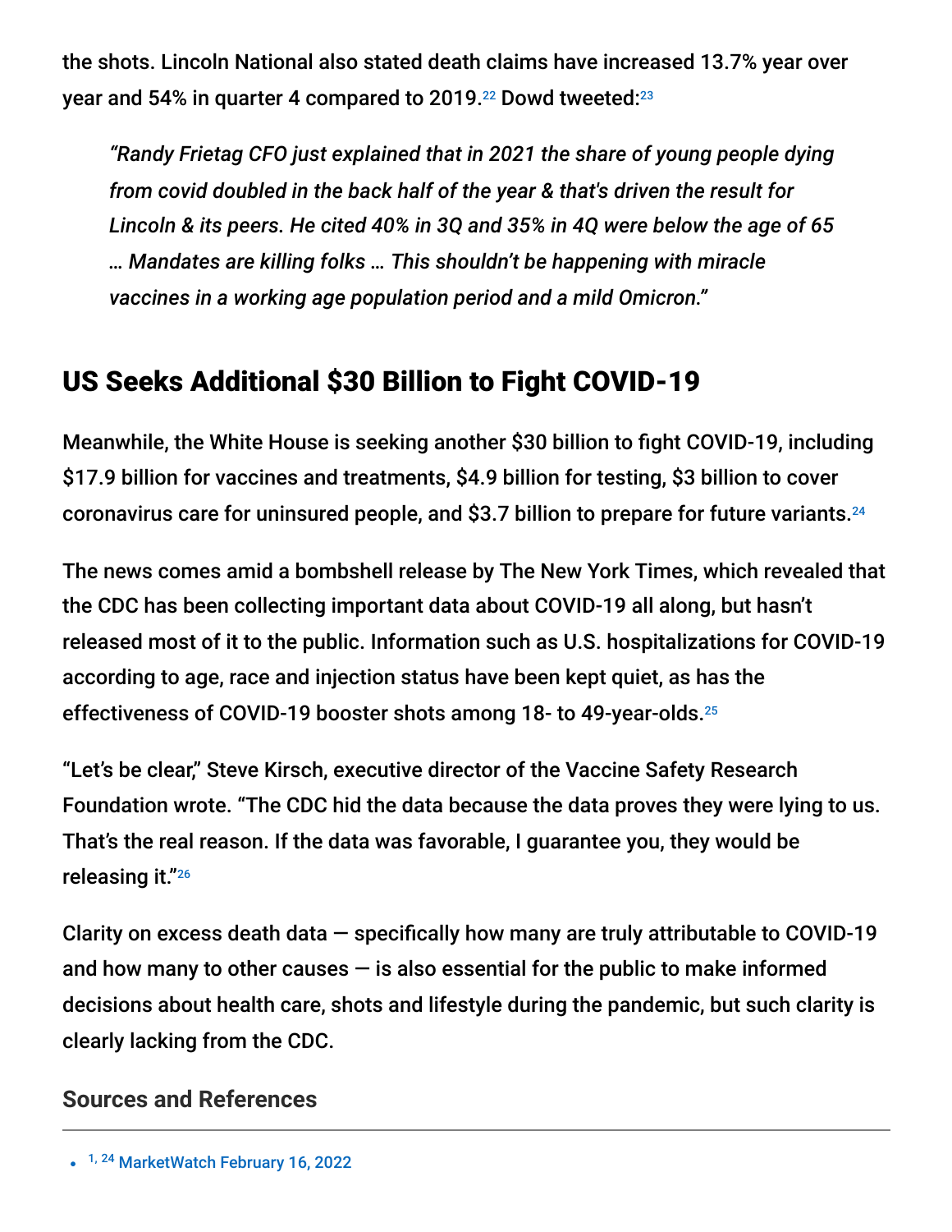the shots. Lincoln National also stated death claims have increased 13.7% year over year and 54% in quarter 4 compared to 2019.[22] Dowd tweeted:[23]

> *"Randy Frietag CFO just explained that in 2021 the share of young people dying from covid doubled in the back half of the year & that's driven the result for Lincoln & its peers. He cited 40% in 3Q and 35% in 4Q were below the age of 65 … Mandates are killing folks … This shouldn't be happening with miracle vaccines in a working age population period and a mild Omicron."*

## US Seeks Additional $30 Billion to Fight COVID-19

Meanwhile, the White House is seeking another $30 billion to fight COVID-19, including $17.9 billion for vaccines and treatments, $4.9 billion for testing, $3 billion to cover coronavirus care for uninsured people, and $3.7 billion to prepare for future variants.[24]

The news comes amid a bombshell release by The New York Times, which revealed that the CDC has been collecting important data about COVID-19 all along, but hasn't released most of it to the public. Information such as U.S. hospitalizations for COVID-19 according to age, race and injection status have been kept quiet, as has the effectiveness of COVID-19 booster shots among 18- to 49-year-olds.[25]

"Let's be clear," Steve Kirsch, executive director of the Vaccine Safety Research Foundation wrote. "The CDC hid the data because the data proves they were lying to us. That's the real reason. If the data was favorable, I guarantee you, they would be releasing it."[26]

Clarity on excess death data — specifically how many are truly attributable to COVID-19 and how many to other causes — is also essential for the public to make informed decisions about health care, shots and lifestyle during the pandemic, but such clarity is clearly lacking from the CDC.

### Sources and References

- [1, 24] MarketWatch February 16, 2022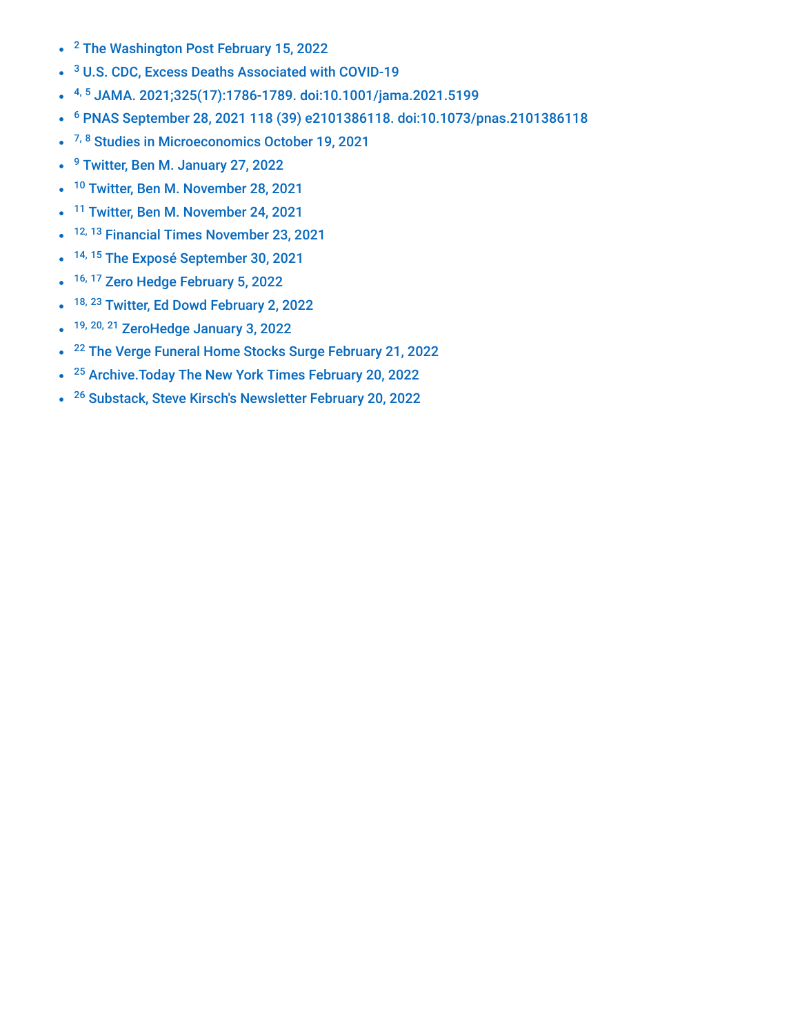- [2] The Washington Post February 15, 2022
- [3] U.S. CDC, Excess Deaths Associated with COVID-19
- [4, 5] JAMA. 2021;325(17):1786-1789. doi:10.1001/jama.2021.5199
- [6] PNAS September 28, 2021 118 (39) e2101386118. doi:10.1073/pnas.2101386118
- [7, 8] Studies in Microeconomics October 19, 2021
- [9] Twitter, Ben M. January 27, 2022
- [10] Twitter, Ben M. November 28, 2021
- [11] Twitter, Ben M. November 24, 2021
- [12, 13] Financial Times November 23, 2021
- [14, 15] The Exposé September 30, 2021
- [16, 17] Zero Hedge February 5, 2022
- [18, 23] Twitter, Ed Dowd February 2, 2022
- [19, 20, 21] ZeroHedge January 3, 2022
- [22] The Verge Funeral Home Stocks Surge February 21, 2022
- [25] Archive.Today The New York Times February 20, 2022
- [26] Substack, Steve Kirsch's Newsletter February 20, 2022